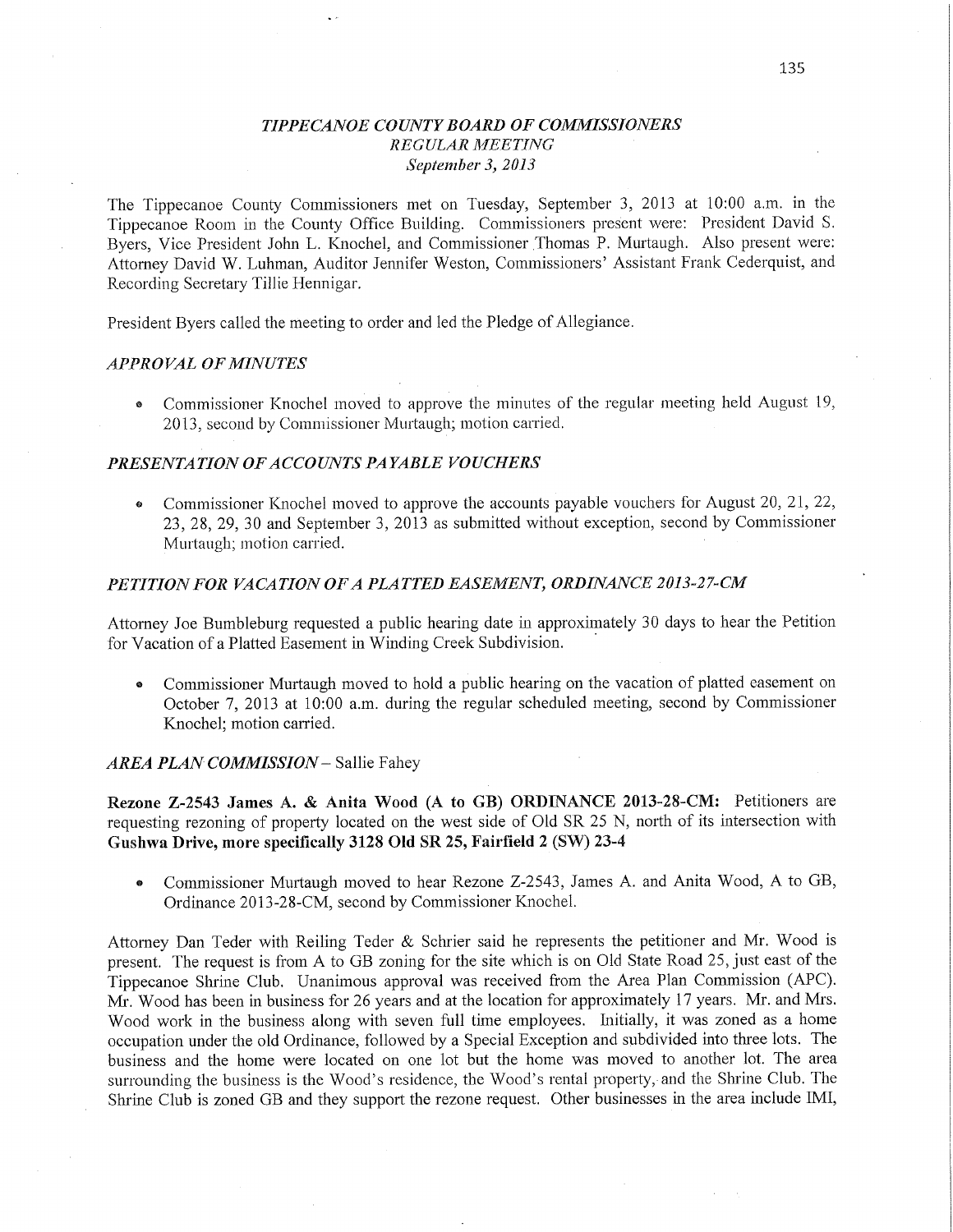## *TIPPECANOE COUNTY BOARD OF COMMISSIONERS*
### *REGULAR MEETING*
### *September 3, 2013*

The Tippecanoe County Commissioners met on Tuesday, September 3, 2013 at 10:00 a.m. in the Tippecanoe Room in the County Office Building. Commissioners present were: President David S. Byers, Vice President John L. Knochel, and Commissioner Thomas P. Murtaugh. Also present were: Attorney David W. Luhman, Auditor Jennifer Weston, Commissioners' Assistant Frank Cederquist, and Recording Secretary Tillie Hennigar.

President Byers called the meeting to order and led the Pledge of Allegiance.

### *APPROVAL OF MINUTES*

- Commissioner Knochel moved to approve the minutes of the regular meeting held August 19, 2013, second by Commissioner Murtaugh; motion carried.

### *PRESENTATION OF ACCOUNTS PAYABLE VOUCHERS*

- Commissioner Knochel moved to approve the accounts payable vouchers for August 20, 21, 22, 23, 28, 29, 30 and September 3, 2013 as submitted without exception, second by Commissioner Murtaugh; motion carried.

### *PETITION FOR VACATION OF A PLATTED EASEMENT, ORDINANCE 2013-27-CM*

Attorney Joe Bumbleburg requested a public hearing date in approximately 30 days to hear the Petition for Vacation of a Platted Easement in Winding Creek Subdivision.

- Commissioner Murtaugh moved to hold a public hearing on the vacation of platted easement on October 7, 2013 at 10:00 a.m. during the regular scheduled meeting, second by Commissioner Knochel; motion carried.

### *AREA PLAN COMMISSION* – Sallie Fahey

**Rezone Z-2543 James A. & Anita Wood (A to GB) ORDINANCE 2013-28-CM:** Petitioners are requesting rezoning of property located on the west side of Old SR 25 N, north of its intersection with **Gushwa Drive, more specifically 3128 Old SR 25, Fairfield 2 (SW) 23-4**

- Commissioner Murtaugh moved to hear Rezone Z-2543, James A. and Anita Wood, A to GB, Ordinance 2013-28-CM, second by Commissioner Knochel.

Attorney Dan Teder with Reiling Teder & Schrier said he represents the petitioner and Mr. Wood is present. The request is from A to GB zoning for the site which is on Old State Road 25, just east of the Tippecanoe Shrine Club. Unanimous approval was received from the Area Plan Commission (APC). Mr. Wood has been in business for 26 years and at the location for approximately 17 years. Mr. and Mrs. Wood work in the business along with seven full time employees. Initially, it was zoned as a home occupation under the old Ordinance, followed by a Special Exception and subdivided into three lots. The business and the home were located on one lot but the home was moved to another lot. The area surrounding the business is the Wood's residence, the Wood's rental property, and the Shrine Club. The Shrine Club is zoned GB and they support the rezone request. Other businesses in the area include IMI,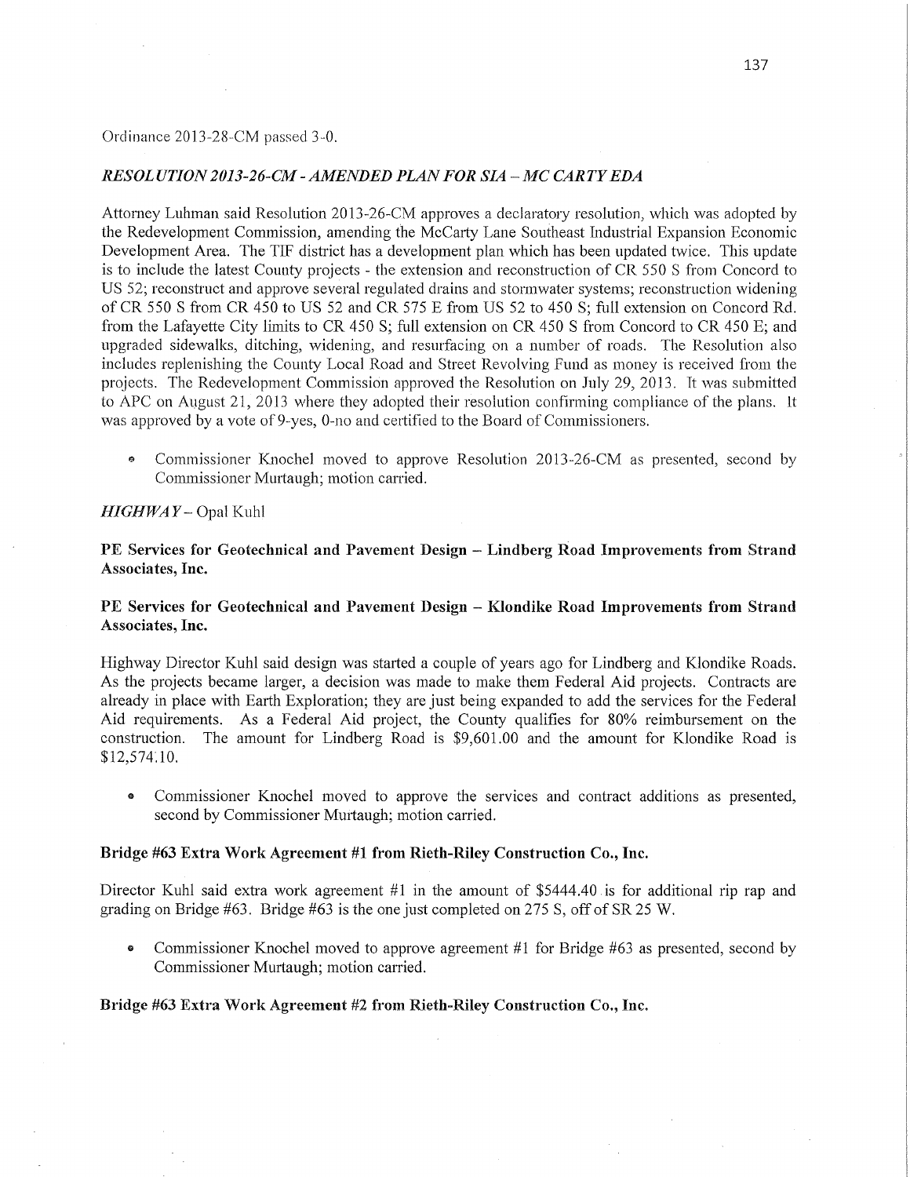Ordinance 2013-28-CM passed 3-0.

### *RESOLUTION 2013-26-CM - AMENDED PLAN FOR SIA – MC CARTY EDA*

Attorney Luhman said Resolution 2013-26-CM approves a declaratory resolution, which was adopted by the Redevelopment Commission, amending the McCarty Lane Southeast Industrial Expansion Economic Development Area. The TIF district has a development plan which has been updated twice. This update is to include the latest County projects - the extension and reconstruction of CR 550 S from Concord to US 52; reconstruct and approve several regulated drains and stormwater systems; reconstruction widening of CR 550 S from CR 450 to US 52 and CR 575 E from US 52 to 450 S; full extension on Concord Rd. from the Lafayette City limits to CR 450 S; full extension on CR 450 S from Concord to CR 450 E; and upgraded sidewalks, ditching, widening, and resurfacing on a number of roads. The Resolution also includes replenishing the County Local Road and Street Revolving Fund as money is received from the projects. The Redevelopment Commission approved the Resolution on July 29, 2013. It was submitted to APC on August 21, 2013 where they adopted their resolution confirming compliance of the plans. It was approved by a vote of 9-yes, 0-no and certified to the Board of Commissioners.

- Commissioner Knochel moved to approve Resolution 2013-26-CM as presented, second by Commissioner Murtaugh; motion carried.

### *HIGHWAY* – Opal Kuhl

**PE Services for Geotechnical and Pavement Design – Lindberg Road Improvements from Strand Associates, Inc.**

**PE Services for Geotechnical and Pavement Design – Klondike Road Improvements from Strand Associates, Inc.**

Highway Director Kuhl said design was started a couple of years ago for Lindberg and Klondike Roads. As the projects became larger, a decision was made to make them Federal Aid projects. Contracts are already in place with Earth Exploration; they are just being expanded to add the services for the Federal Aid requirements. As a Federal Aid project, the County qualifies for 80% reimbursement on the construction. The amount for Lindberg Road is $9,601.00 and the amount for Klondike Road is $12,574.10.

- Commissioner Knochel moved to approve the services and contract additions as presented, second by Commissioner Murtaugh; motion carried.

**Bridge #63 Extra Work Agreement #1 from Rieth-Riley Construction Co., Inc.**

Director Kuhl said extra work agreement #1 in the amount of $5444.40 is for additional rip rap and grading on Bridge #63. Bridge #63 is the one just completed on 275 S, off of SR 25 W.

- Commissioner Knochel moved to approve agreement #1 for Bridge #63 as presented, second by Commissioner Murtaugh; motion carried.

**Bridge #63 Extra Work Agreement #2 from Rieth-Riley Construction Co., Inc.**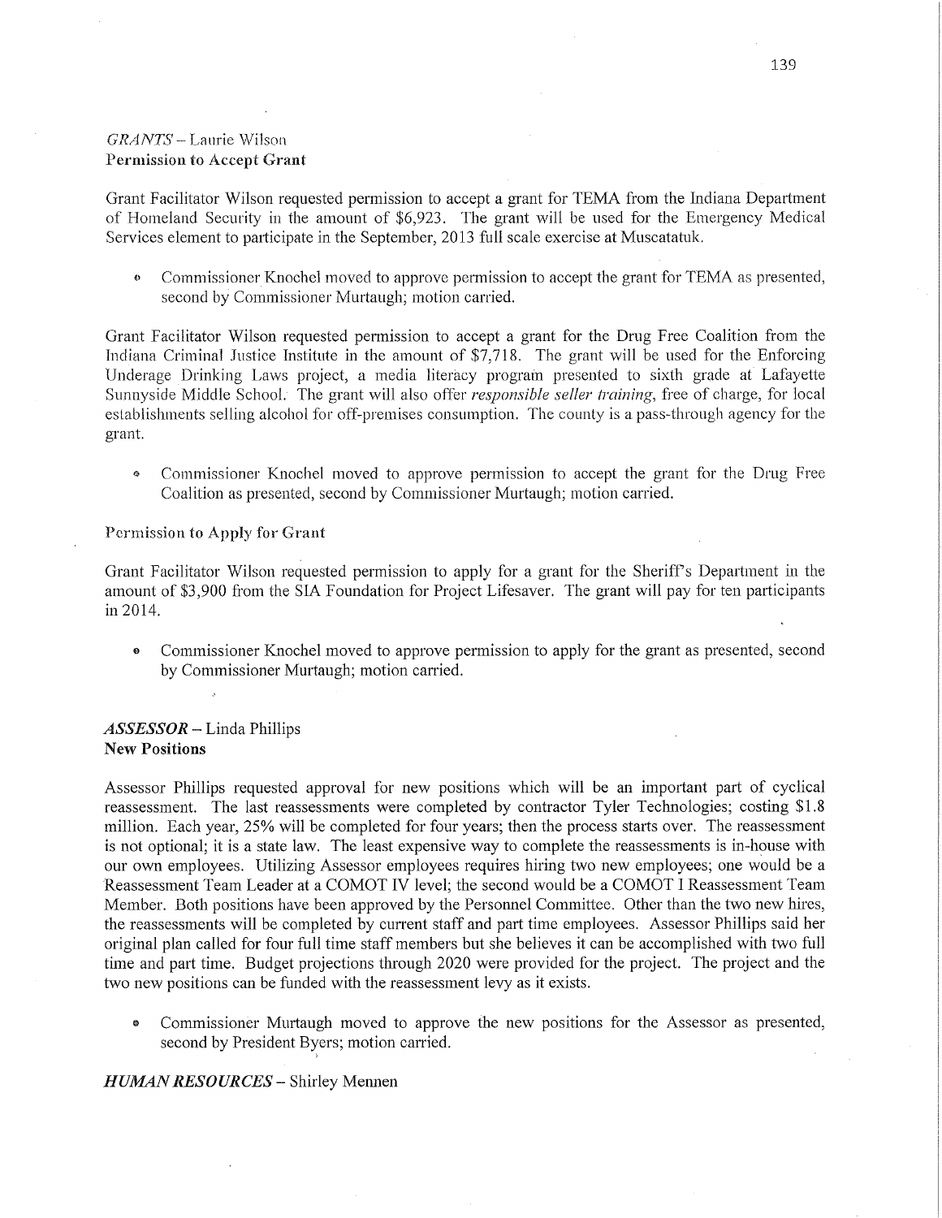*GRANTS* – Laurie Wilson
**Permission to Accept Grant**

Grant Facilitator Wilson requested permission to accept a grant for TEMA from the Indiana Department of Homeland Security in the amount of $6,923. The grant will be used for the Emergency Medical Services element to participate in the September, 2013 full scale exercise at Muscatatuk.

- Commissioner Knochel moved to approve permission to accept the grant for TEMA as presented, second by Commissioner Murtaugh; motion carried.

Grant Facilitator Wilson requested permission to accept a grant for the Drug Free Coalition from the Indiana Criminal Justice Institute in the amount of $7,718. The grant will be used for the Enforcing Underage Drinking Laws project, a media literacy program presented to sixth grade at Lafayette Sunnyside Middle School. The grant will also offer *responsible seller training*, free of charge, for local establishments selling alcohol for off-premises consumption. The county is a pass-through agency for the grant.

- Commissioner Knochel moved to approve permission to accept the grant for the Drug Free Coalition as presented, second by Commissioner Murtaugh; motion carried.

**Permission to Apply for Grant**

Grant Facilitator Wilson requested permission to apply for a grant for the Sheriff's Department in the amount of $3,900 from the SIA Foundation for Project Lifesaver. The grant will pay for ten participants in 2014.

- Commissioner Knochel moved to approve permission to apply for the grant as presented, second by Commissioner Murtaugh; motion carried.

***ASSESSOR*** – Linda Phillips
**New Positions**

Assessor Phillips requested approval for new positions which will be an important part of cyclical reassessment. The last reassessments were completed by contractor Tyler Technologies; costing $1.8 million. Each year, 25% will be completed for four years; then the process starts over. The reassessment is not optional; it is a state law. The least expensive way to complete the reassessments is in-house with our own employees. Utilizing Assessor employees requires hiring two new employees; one would be a Reassessment Team Leader at a COMOT IV level; the second would be a COMOT I Reassessment Team Member. Both positions have been approved by the Personnel Committee. Other than the two new hires, the reassessments will be completed by current staff and part time employees. Assessor Phillips said her original plan called for four full time staff members but she believes it can be accomplished with two full time and part time. Budget projections through 2020 were provided for the project. The project and the two new positions can be funded with the reassessment levy as it exists.

- Commissioner Murtaugh moved to approve the new positions for the Assessor as presented, second by President Byers; motion carried.

***HUMAN RESOURCES*** – Shirley Mennen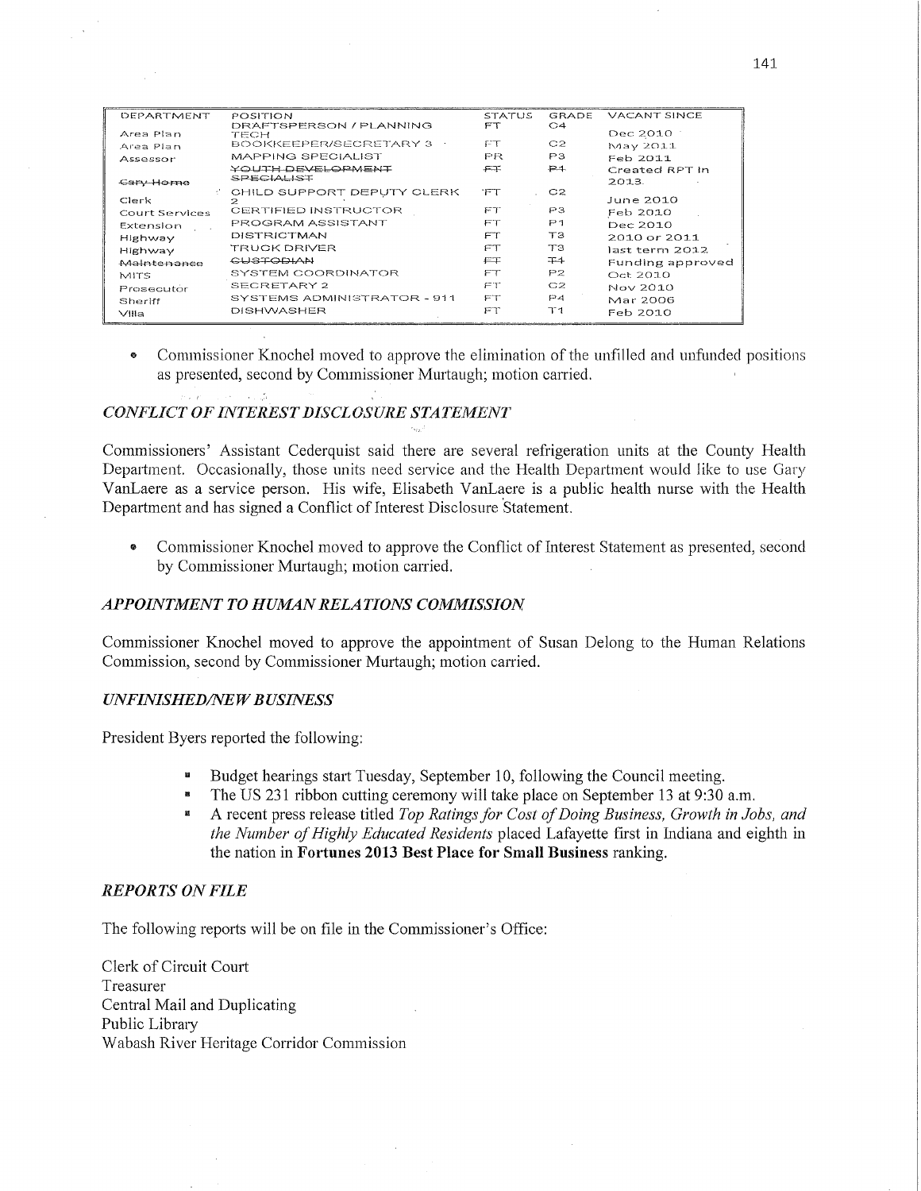| DEPARTMENT | POSITION | STATUS | GRADE | VACANT SINCE |
|---|---|---|---|---|
| Area Plan | DRAFTSPERSON / PLANNING TECH | FT | C4 | Dec 2010 |
| Area Plan | BOOKKEEPER/SECRETARY 3 | FT | C2 | May 2011 |
| Assessor | MAPPING SPECIALIST | PR | P3 | Feb 2011 |
| ~~Gary Home~~ | ~~YOUTH DEVELOPMENT SPECIALIST~~ | ~~FT~~ | ~~P4~~ | Created RPT in 2013. |
| Clerk | CHILD SUPPORT DEPUTY CLERK 2 | FT | C2 | June 2010 |
| Court Services | CERTIFIED INSTRUCTOR | FT | P3 | Feb 2010 |
| Extension | PROGRAM ASSISTANT | FT | P1 | Dec 2010 |
| Highway | DISTRICTMAN | FT | T3 | 2010 or 2011 |
| Highway | TRUCK DRIVER | FT | T3 | last term 2012 |
| ~~Maintenance~~ | ~~CUSTODIAN~~ | ~~FT~~ | ~~T1~~ | Funding approved |
| MITS | SYSTEM COORDINATOR | FT | P2 | Oct 2010 |
| Prosecutor | SECRETARY 2 | FT | C2 | Nov 2010 |
| Sheriff | SYSTEMS ADMINISTRATOR - 911 | FT | P4 | Mar 2006 |
| Villa | DISHWASHER | FT | T1 | Feb 2010 |

- Commissioner Knochel moved to approve the elimination of the unfilled and unfunded positions as presented, second by Commissioner Murtaugh; motion carried.

### *CONFLICT OF INTEREST DISCLOSURE STATEMENT*

Commissioners' Assistant Cederquist said there are several refrigeration units at the County Health Department. Occasionally, those units need service and the Health Department would like to use Gary VanLaere as a service person. His wife, Elisabeth VanLaere is a public health nurse with the Health Department and has signed a Conflict of Interest Disclosure Statement.

- Commissioner Knochel moved to approve the Conflict of Interest Statement as presented, second by Commissioner Murtaugh; motion carried.

### *APPOINTMENT TO HUMAN RELATIONS COMMISSION*

Commissioner Knochel moved to approve the appointment of Susan Delong to the Human Relations Commission, second by Commissioner Murtaugh; motion carried.

### *UNFINISHED/NEW BUSINESS*

President Byers reported the following:

- Budget hearings start Tuesday, September 10, following the Council meeting.
- The US 231 ribbon cutting ceremony will take place on September 13 at 9:30 a.m.
- A recent press release titled *Top Ratings for Cost of Doing Business, Growth in Jobs, and the Number of Highly Educated Residents* placed Lafayette first in Indiana and eighth in the nation in **Fortunes 2013 Best Place for Small Business** ranking.

### *REPORTS ON FILE*

The following reports will be on file in the Commissioner's Office:

Clerk of Circuit Court
Treasurer
Central Mail and Duplicating
Public Library
Wabash River Heritage Corridor Commission